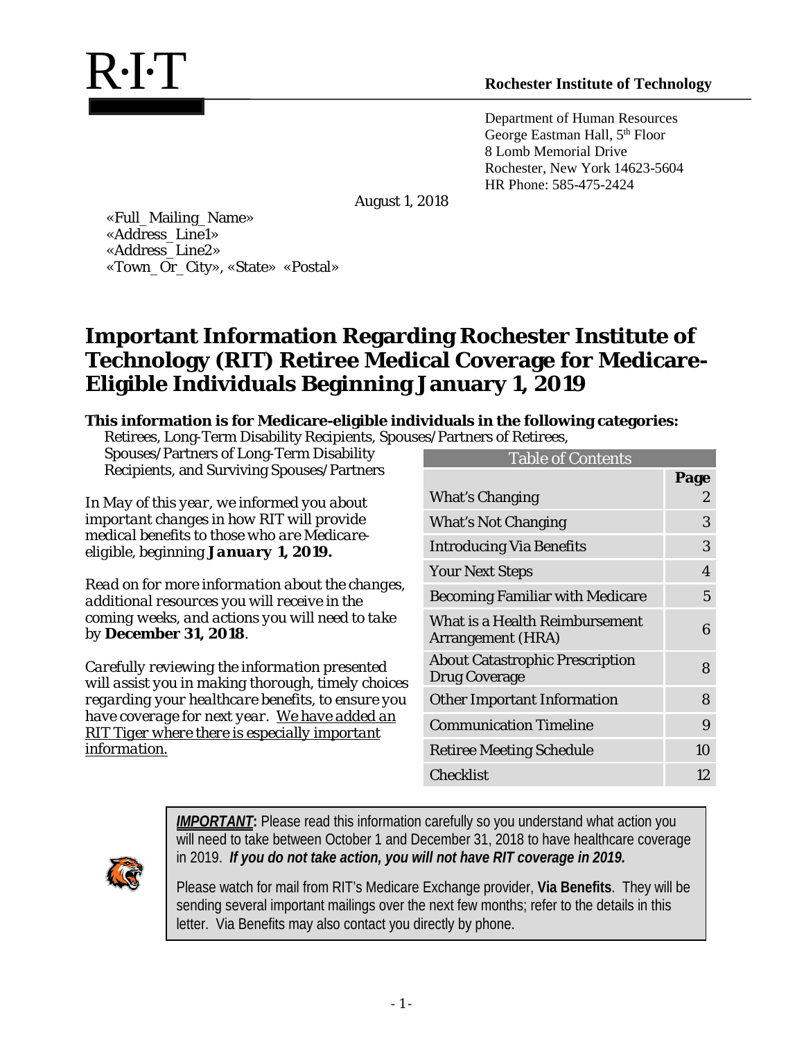R·I·T

**Rochester Institute of Technology**

Department of Human Resources
George Eastman Hall, 5th Floor
8 Lomb Memorial Drive
Rochester, New York 14623-5604
HR Phone: 585-475-2424

August 1, 2018

«Full_Mailing_Name»
«Address_Line1»
«Address_Line2»
«Town_Or_City», «State» «Postal»

# Important Information Regarding Rochester Institute of Technology (RIT) Retiree Medical Coverage for Medicare-Eligible Individuals Beginning January 1, 2019

**This information is for Medicare-eligible individuals in the following categories:**
Retirees, Long-Term Disability Recipients, Spouses/Partners of Retirees, Spouses/Partners of Long-Term Disability Recipients, and Surviving Spouses/Partners

*In May of this year, we informed you about important changes in how RIT will provide medical benefits to those who are Medicare-eligible, beginning* ***January 1, 2019.***

*Read on for more information about the changes, additional resources you will receive in the coming weeks, and actions you will need to take by* **December 31, 2018**.

*Carefully reviewing the information presented will assist you in making thorough, timely choices regarding your healthcare benefits, to ensure you have coverage for next year.* *We have added an RIT Tiger where there is especially important information.*

| Table of Contents | Page |
|---|---|
| What's Changing | 2 |
| What's Not Changing | 3 |
| Introducing Via Benefits | 3 |
| Your Next Steps | 4 |
| Becoming Familiar with Medicare | 5 |
| What is a Health Reimbursement Arrangement (HRA) | 6 |
| About Catastrophic Prescription Drug Coverage | 8 |
| Other Important Information | 8 |
| Communication Timeline | 9 |
| Retiree Meeting Schedule | 10 |
| Checklist | 12 |

***IMPORTANT*:** Please read this information carefully so you understand what action you will need to take between October 1 and December 31, 2018 to have healthcare coverage in 2019. ***If you do not take action, you will not have RIT coverage in 2019.***

Please watch for mail from RIT's Medicare Exchange provider, **Via Benefits**. They will be sending several important mailings over the next few months; refer to the details in this letter. Via Benefits may also contact you directly by phone.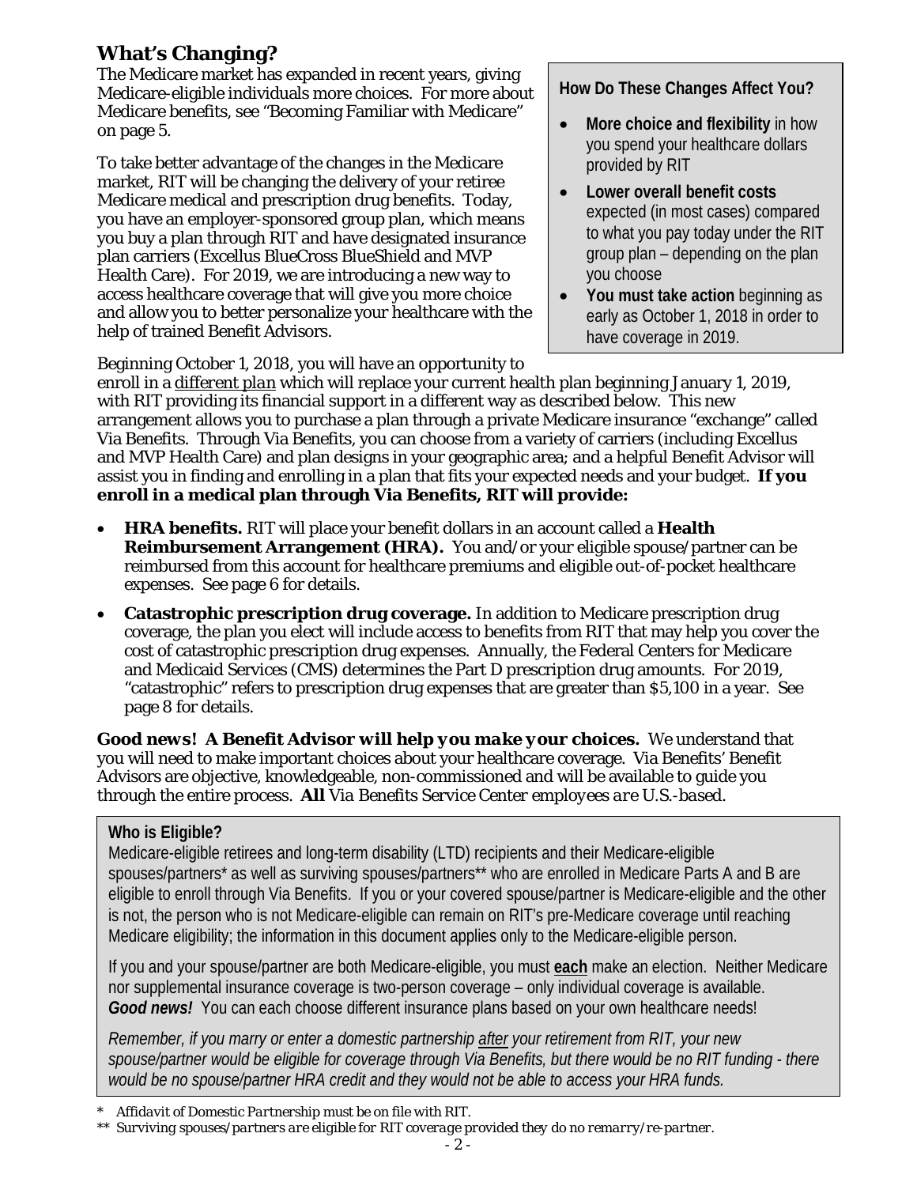## What's Changing?

The Medicare market has expanded in recent years, giving Medicare-eligible individuals more choices. For more about Medicare benefits, see "Becoming Familiar with Medicare" on page 5.

To take better advantage of the changes in the Medicare market, RIT will be changing the delivery of your retiree Medicare medical and prescription drug benefits. Today, you have an employer-sponsored group plan, which means you buy a plan through RIT and have designated insurance plan carriers (Excellus BlueCross BlueShield and MVP Health Care). For 2019, we are introducing a new way to access healthcare coverage that will give you more choice and allow you to better personalize your healthcare with the help of trained Benefit Advisors.

> **How Do These Changes Affect You?**
>
> - **More choice and flexibility** in how you spend your healthcare dollars provided by RIT
> - **Lower overall benefit costs** expected (in most cases) compared to what you pay today under the RIT group plan – depending on the plan you choose
> - **You must take action** beginning as early as October 1, 2018 in order to have coverage in 2019.

Beginning October 1, 2018, you will have an opportunity to enroll in a *different plan* which will replace your current health plan beginning January 1, 2019, with RIT providing its financial support in a different way as described below. This new arrangement allows you to purchase a plan through a private Medicare insurance "exchange" called Via Benefits. Through Via Benefits, you can choose from a variety of carriers (including Excellus and MVP Health Care) and plan designs in your geographic area; and a helpful Benefit Advisor will assist you in finding and enrolling in a plan that fits your expected needs and your budget. **If you enroll in a medical plan through Via Benefits, RIT will provide:**

- **HRA benefits.** RIT will place your benefit dollars in an account called a **Health Reimbursement Arrangement (HRA).** You and/or your eligible spouse/partner can be reimbursed from this account for healthcare premiums and eligible out-of-pocket healthcare expenses. See page 6 for details.
- **Catastrophic prescription drug coverage.** In addition to Medicare prescription drug coverage, the plan you elect will include access to benefits from RIT that may help you cover the cost of catastrophic prescription drug expenses. Annually, the Federal Centers for Medicare and Medicaid Services (CMS) determines the Part D prescription drug amounts. For 2019, "catastrophic" refers to prescription drug expenses that are greater than $5,100 in a year. See page 8 for details.

***Good news! A Benefit Advisor will help you make your choices.*** We understand that you will need to make important choices about your healthcare coverage. Via Benefits' Benefit Advisors are objective, knowledgeable, non-commissioned and will be available to guide you through the entire process. ***All*** *Via Benefits Service Center employees are U.S.-based.*

> **Who is Eligible?**
>
> Medicare-eligible retirees and long-term disability (LTD) recipients and their Medicare-eligible spouses/partners* as well as surviving spouses/partners** who are enrolled in Medicare Parts A and B are eligible to enroll through Via Benefits. If you or your covered spouse/partner is Medicare-eligible and the other is not, the person who is not Medicare-eligible can remain on RIT's pre-Medicare coverage until reaching Medicare eligibility; the information in this document applies only to the Medicare-eligible person.
>
> If you and your spouse/partner are both Medicare-eligible, you must **each** make an election. Neither Medicare nor supplemental insurance coverage is two-person coverage – only individual coverage is available. ***Good news!*** You can each choose different insurance plans based on your own healthcare needs!
>
> *Remember, if you marry or enter a domestic partnership after your retirement from RIT, your new spouse/partner would be eligible for coverage through Via Benefits, but there would be no RIT funding - there would be no spouse/partner HRA credit and they would not be able to access your HRA funds.*

\* *Affidavit of Domestic Partnership must be on file with RIT.*

\*\* *Surviving spouses/partners are eligible for RIT coverage provided they do no remarry/re-partner.*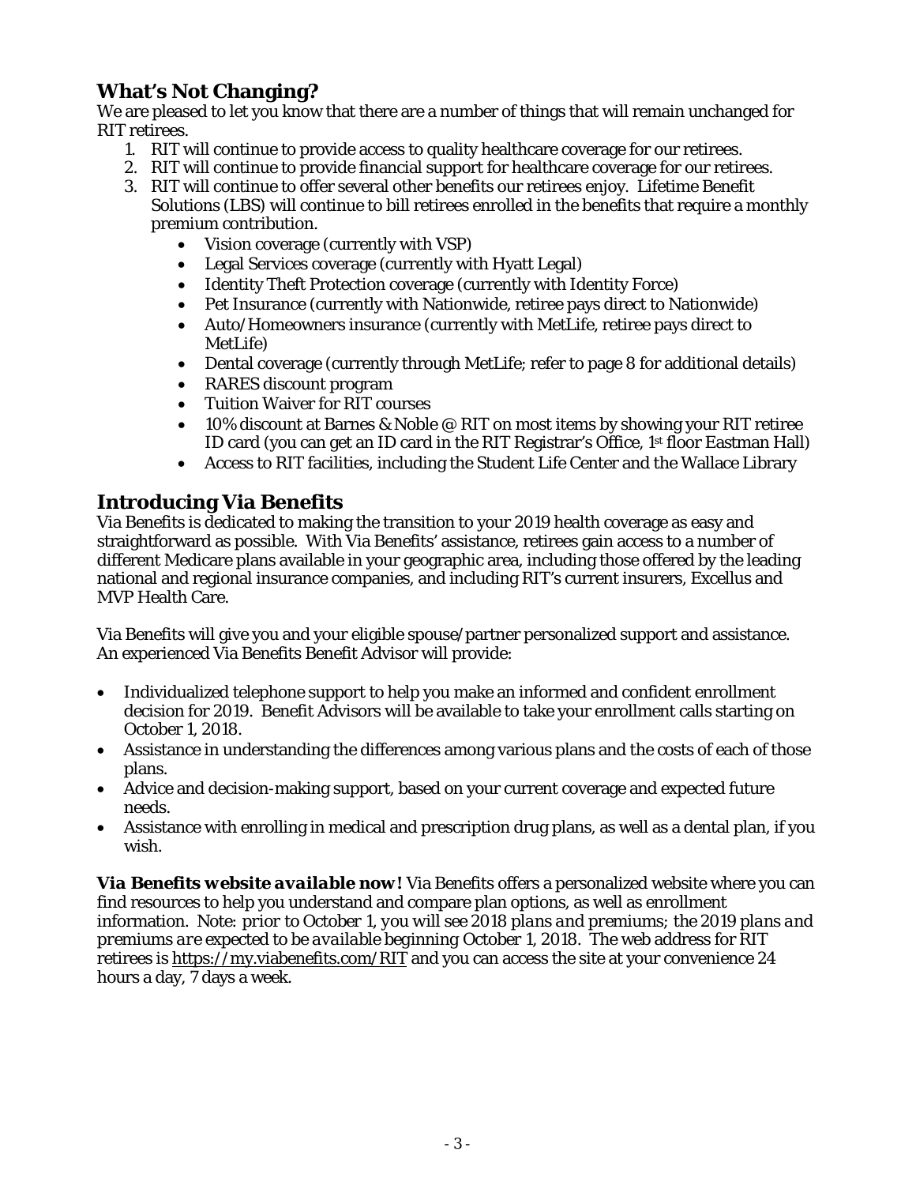## What's Not Changing?

We are pleased to let you know that there are a number of things that will remain unchanged for RIT retirees.

1. RIT will continue to provide access to quality healthcare coverage for our retirees.
2. RIT will continue to provide financial support for healthcare coverage for our retirees.
3. RIT will continue to offer several other benefits our retirees enjoy. Lifetime Benefit Solutions (LBS) will continue to bill retirees enrolled in the benefits that require a monthly premium contribution.
   - Vision coverage (currently with VSP)
   - Legal Services coverage (currently with Hyatt Legal)
   - Identity Theft Protection coverage (currently with Identity Force)
   - Pet Insurance (currently with Nationwide, retiree pays direct to Nationwide)
   - Auto/Homeowners insurance (currently with MetLife, retiree pays direct to MetLife)
   - Dental coverage (currently through MetLife; refer to page 8 for additional details)
   - RARES discount program
   - Tuition Waiver for RIT courses
   - 10% discount at Barnes & Noble @ RIT on most items by showing your RIT retiree ID card (you can get an ID card in the RIT Registrar's Office, 1st floor Eastman Hall)
   - Access to RIT facilities, including the Student Life Center and the Wallace Library

## Introducing Via Benefits

Via Benefits is dedicated to making the transition to your 2019 health coverage as easy and straightforward as possible. With Via Benefits' assistance, retirees gain access to a number of different Medicare plans available in your geographic area, including those offered by the leading national and regional insurance companies, and including RIT's current insurers, Excellus and MVP Health Care.

Via Benefits will give you and your eligible spouse/partner personalized support and assistance. An experienced Via Benefits Benefit Advisor will provide:

- Individualized telephone support to help you make an informed and confident enrollment decision for 2019. Benefit Advisors will be available to take your enrollment calls starting on October 1, 2018.
- Assistance in understanding the differences among various plans and the costs of each of those plans.
- Advice and decision-making support, based on your current coverage and expected future needs.
- Assistance with enrolling in medical and prescription drug plans, as well as a dental plan, if you wish.

***Via Benefits website available now!*** Via Benefits offers a personalized website where you can find resources to help you understand and compare plan options, as well as enrollment information. Note: *prior to October 1, you will see 2018 plans and premiums; the 2019 plans and premiums are expected to be available beginning October 1, 2018.* The web address for RIT retirees is https://my.viabenefits.com/RIT and you can access the site at your convenience 24 hours a day, 7 days a week.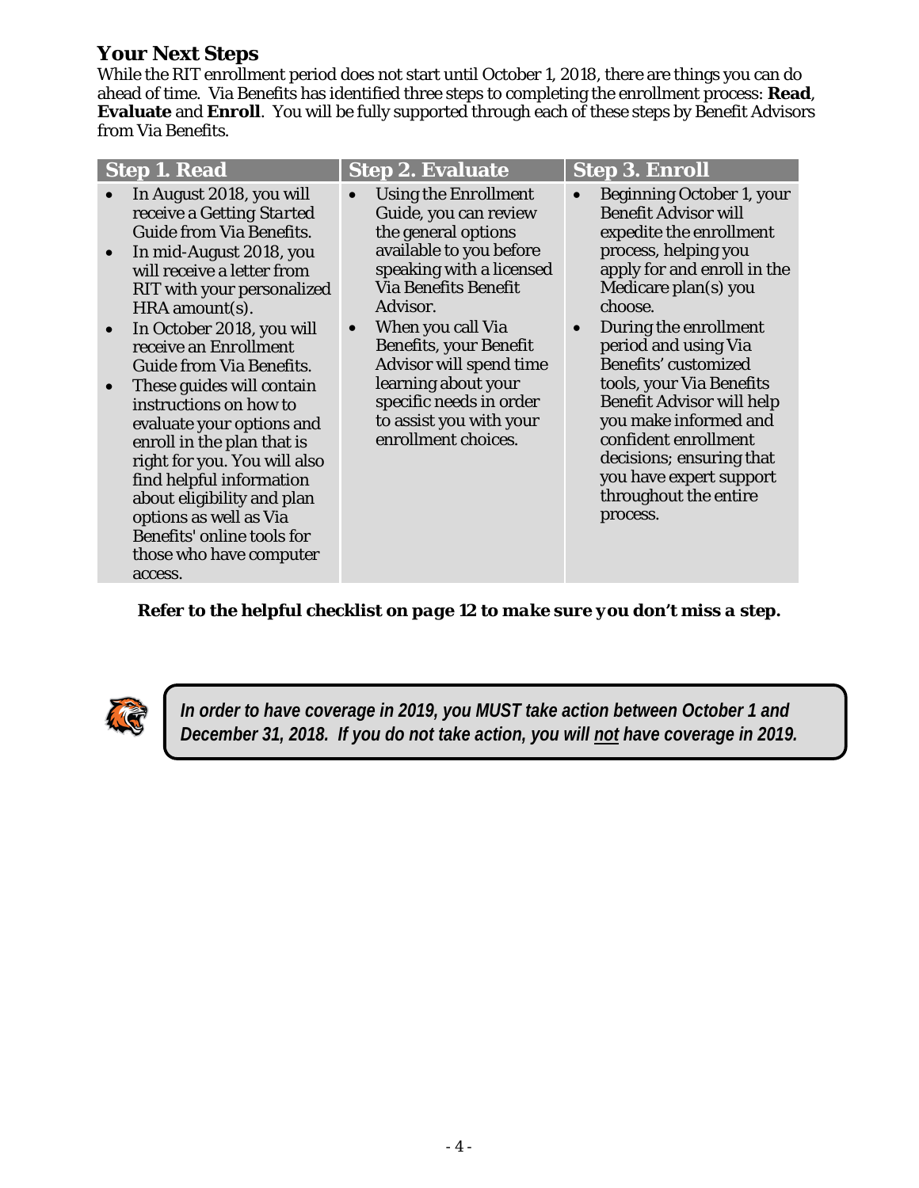## Your Next Steps

While the RIT enrollment period does not start until October 1, 2018, there are things you can do ahead of time. Via Benefits has identified three steps to completing the enrollment process: **Read**, **Evaluate** and **Enroll**. You will be fully supported through each of these steps by Benefit Advisors from Via Benefits.

| Step 1. Read | Step 2. Evaluate | Step 3. Enroll |
|---|---|---|
| • In August 2018, you will receive a *Getting Started Guide* from Via Benefits.<br>• In mid-August 2018, you will receive a letter from RIT with your personalized HRA amount(s).<br>• In October 2018, you will receive an *Enrollment Guide* from Via Benefits.<br>• These guides will contain instructions on how to evaluate your options and enroll in the plan that is right for you. You will also find helpful information about eligibility and plan options as well as Via Benefits' online tools for those who have computer access. | • Using the *Enrollment Guide*, you can review the general options available to you before speaking with a licensed Via Benefits Benefit Advisor.<br>• When you call Via Benefits, your Benefit Advisor will spend time learning about your specific needs in order to assist you with your enrollment choices. | • Beginning October 1, your Benefit Advisor will expedite the enrollment process, helping you apply for and enroll in the Medicare plan(s) you choose.<br>• During the enrollment period and using Via Benefits' customized tools, your Via Benefits Benefit Advisor will help you make informed and confident enrollment decisions; ensuring that you have expert support throughout the entire process. |

***Refer to the helpful checklist on page 12 to make sure you don't miss a step.***

***In order to have coverage in 2019, you MUST take action between October 1 and December 31, 2018. If you do not take action, you will <u>not</u> have coverage in 2019.***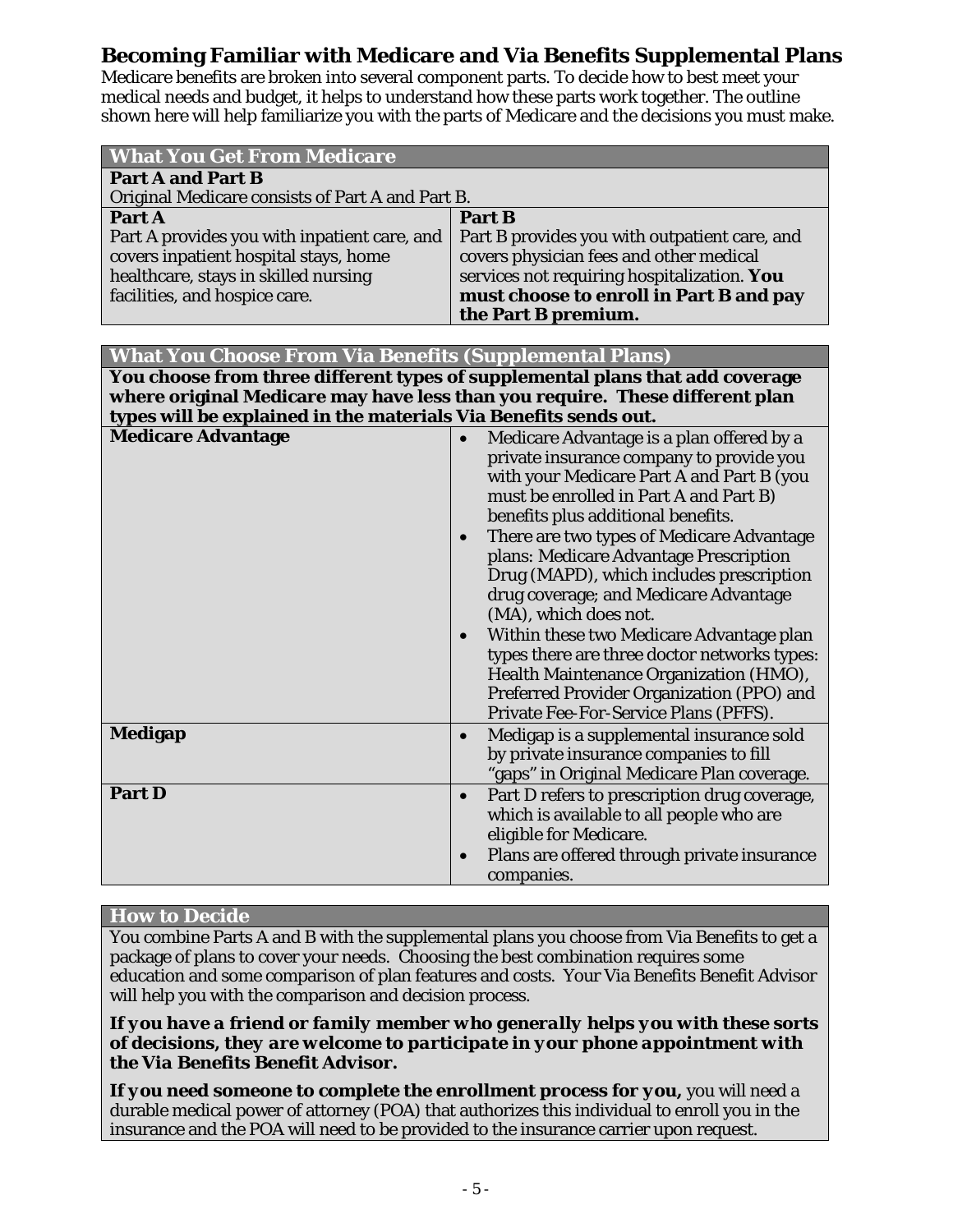## Becoming Familiar with Medicare and Via Benefits Supplemental Plans

Medicare benefits are broken into several component parts. To decide how to best meet your medical needs and budget, it helps to understand how these parts work together. The outline shown here will help familiarize you with the parts of Medicare and the decisions you must make.

| **What You Get From Medicare** | |
|---|---|
| **Part A and Part B**<br>Original Medicare consists of Part A and Part B. | |
| **Part A**<br>Part A provides you with inpatient care, and covers inpatient hospital stays, home healthcare, stays in skilled nursing facilities, and hospice care. | **Part B**<br>Part B provides you with outpatient care, and covers physician fees and other medical services not requiring hospitalization. **You must choose to enroll in Part B and pay the Part B premium.** |

| **What You Choose From Via Benefits (Supplemental Plans)** | |
|---|---|
| **You choose from three different types of supplemental plans that add coverage where original Medicare may have less than you require. These different plan types will be explained in the materials Via Benefits sends out.** | |
| **Medicare Advantage** | • Medicare Advantage is a plan offered by a private insurance company to provide you with your Medicare Part A and Part B (you must be enrolled in Part A and Part B) benefits plus additional benefits.<br>• There are two types of Medicare Advantage plans: Medicare Advantage Prescription Drug (MAPD), which includes prescription drug coverage; and Medicare Advantage (MA), which does not.<br>• Within these two Medicare Advantage plan types there are three doctor networks types: Health Maintenance Organization (HMO), Preferred Provider Organization (PPO) and Private Fee-For-Service Plans (PFFS). |
| **Medigap** | • Medigap is a supplemental insurance sold by private insurance companies to fill "gaps" in Original Medicare Plan coverage. |
| **Part D** | • Part D refers to prescription drug coverage, which is available to all people who are eligible for Medicare.<br>• Plans are offered through private insurance companies. |

### How to Decide

You combine Parts A and B with the supplemental plans you choose from Via Benefits to get a package of plans to cover your needs. Choosing the best combination requires some education and some comparison of plan features and costs. Your Via Benefits Benefit Advisor will help you with the comparison and decision process.

***If you have a friend or family member who generally helps you with these sorts of decisions, they are welcome to participate in your phone appointment with the Via Benefits Benefit Advisor.***

**If you need someone to complete the enrollment process for you,** you will need a durable medical power of attorney (POA) that authorizes this individual to enroll you in the insurance and the POA will need to be provided to the insurance carrier upon request.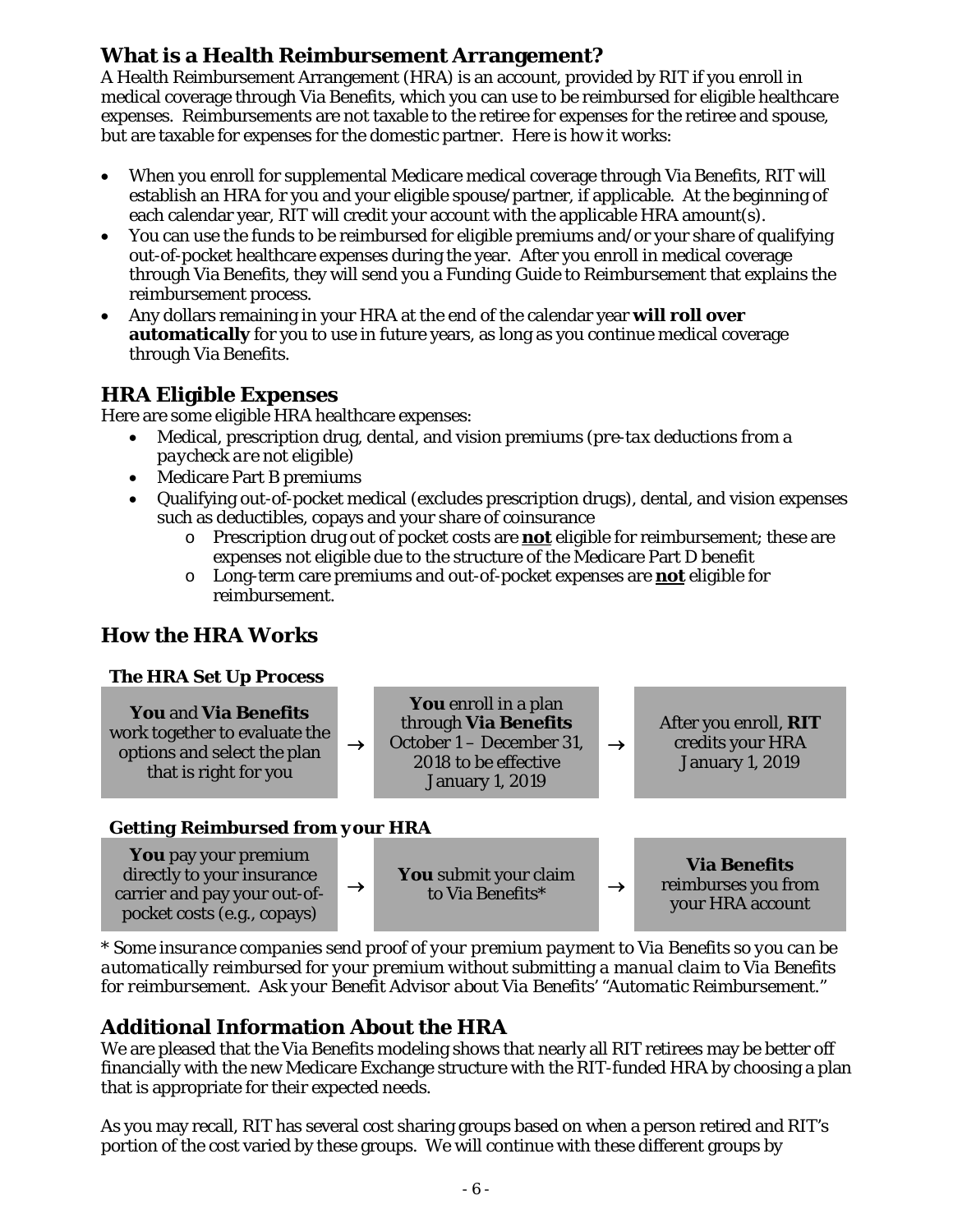## What is a Health Reimbursement Arrangement?

A Health Reimbursement Arrangement (HRA) is an account, provided by RIT if you enroll in medical coverage through Via Benefits, which you can use to be reimbursed for eligible healthcare expenses. Reimbursements are not taxable to the retiree for expenses for the retiree and spouse, but are taxable for expenses for the domestic partner. Here is how it works:

- When you enroll for supplemental Medicare medical coverage through Via Benefits, RIT will establish an HRA for you and your eligible spouse/partner, if applicable. At the beginning of each calendar year, RIT will credit your account with the applicable HRA amount(s).
- You can use the funds to be reimbursed for eligible premiums and/or your share of qualifying out-of-pocket healthcare expenses during the year. After you enroll in medical coverage through Via Benefits, they will send you a *Funding Guide to Reimbursement* that explains the reimbursement process.
- Any dollars remaining in your HRA at the end of the calendar year **will roll over automatically** for you to use in future years, as long as you continue medical coverage through Via Benefits.

## HRA Eligible Expenses

Here are some eligible HRA healthcare expenses:

- Medical, prescription drug, dental, and vision premiums (*pre-tax deductions from a paycheck are not eligible*)
- Medicare Part B premiums
- Qualifying out-of-pocket medical (excludes prescription drugs), dental, and vision expenses such as deductibles, copays and your share of coinsurance
  - Prescription drug out of pocket costs are <u>**not**</u> eligible for reimbursement; these are expenses not eligible due to the structure of the Medicare Part D benefit
  - Long-term care premiums and out-of-pocket expenses are <u>**not**</u> eligible for reimbursement.

## How the HRA Works

### The HRA Set Up Process

**You** and **Via Benefits** work together to evaluate the options and select the plan that is right for you → **You** enroll in a plan through **Via Benefits** October 1 – December 31, 2018 to be effective January 1, 2019 → After you enroll, **RIT** credits your HRA January 1, 2019

### Getting Reimbursed from your HRA

**You** pay your premium directly to your insurance carrier and pay your out-of-pocket costs (e.g., copays) → **You** submit your claim to Via Benefits* → **Via Benefits** reimburses you from your HRA account

*\* Some insurance companies send proof of your premium payment to Via Benefits so you can be automatically reimbursed for your premium without submitting a manual claim to Via Benefits for reimbursement. Ask your Benefit Advisor about Via Benefits' "Automatic Reimbursement."*

## Additional Information About the HRA

We are pleased that the Via Benefits modeling shows that nearly all RIT retirees may be better off financially with the new Medicare Exchange structure with the RIT-funded HRA by choosing a plan that is appropriate for their expected needs.

As you may recall, RIT has several cost sharing groups based on when a person retired and RIT's portion of the cost varied by these groups. We will continue with these different groups by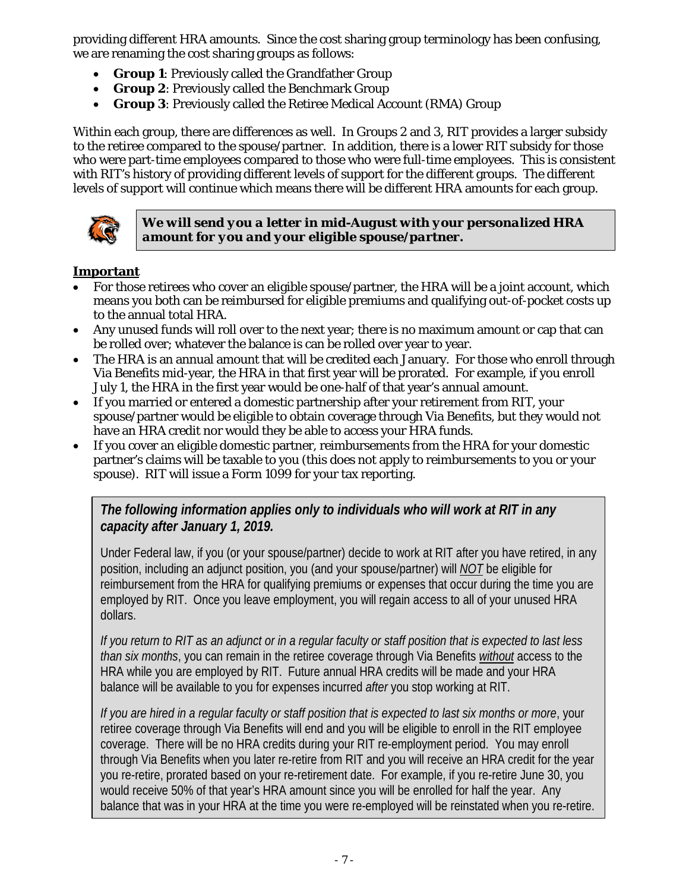providing different HRA amounts. Since the cost sharing group terminology has been confusing, we are renaming the cost sharing groups as follows:

- ***Group 1***: Previously called the Grandfather Group
- ***Group 2***: Previously called the Benchmark Group
- ***Group 3***: Previously called the Retiree Medical Account (RMA) Group

Within each group, there are differences as well. In Groups 2 and 3, RIT provides a larger subsidy to the retiree compared to the spouse/partner. In addition, there is a lower RIT subsidy for those who were part-time employees compared to those who were full-time employees. This is consistent with RIT's history of providing different levels of support for the different groups. The different levels of support will continue which means there will be different HRA amounts for each group.

***We will send you a letter in mid-August with your personalized HRA amount for you and your eligible spouse/partner.***

**Important**

- For those retirees who cover an eligible spouse/partner, the HRA will be a joint account, which means you both can be reimbursed for eligible premiums and qualifying out-of-pocket costs up to the annual total HRA.
- Any unused funds will roll over to the next year; there is no maximum amount or cap that can be rolled over; whatever the balance is can be rolled over year to year.
- The HRA is an annual amount that will be credited each January. For those who enroll through Via Benefits mid-year, the HRA in that first year will be prorated. For example, if you enroll July 1, the HRA in the first year would be one-half of that year's annual amount.
- If you married or entered a domestic partnership after your retirement from RIT, your spouse/partner would be eligible to obtain coverage through Via Benefits, but they would not have an HRA credit nor would they be able to access your HRA funds.
- If you cover an eligible domestic partner, reimbursements from the HRA for your domestic partner's claims will be taxable to you (this does not apply to reimbursements to you or your spouse). RIT will issue a Form 1099 for your tax reporting.

***The following information applies only to individuals who will work at RIT in any capacity after January 1, 2019.***

Under Federal law, if you (or your spouse/partner) decide to work at RIT after you have retired, in any position, including an adjunct position, you (and your spouse/partner) will ***NOT*** be eligible for reimbursement from the HRA for qualifying premiums or expenses that occur during the time you are employed by RIT. Once you leave employment, you will regain access to all of your unused HRA dollars.

*If you return to RIT as an adjunct or in a regular faculty or staff position that is expected to last less than six months*, you can remain in the retiree coverage through Via Benefits *without* access to the HRA while you are employed by RIT. Future annual HRA credits will be made and your HRA balance will be available to you for expenses incurred *after* you stop working at RIT.

*If you are hired in a regular faculty or staff position that is expected to last six months or more*, your retiree coverage through Via Benefits will end and you will be eligible to enroll in the RIT employee coverage. There will be no HRA credits during your RIT re-employment period. You may enroll through Via Benefits when you later re-retire from RIT and you will receive an HRA credit for the year you re-retire, prorated based on your re-retirement date. For example, if you re-retire June 30, you would receive 50% of that year's HRA amount since you will be enrolled for half the year. Any balance that was in your HRA at the time you were re-employed will be reinstated when you re-retire.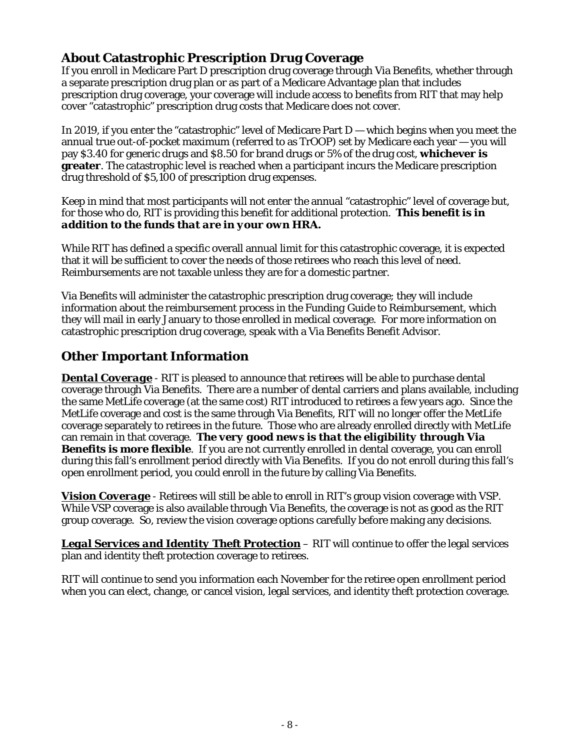## About Catastrophic Prescription Drug Coverage

If you enroll in Medicare Part D prescription drug coverage through Via Benefits, whether through a separate prescription drug plan or as part of a Medicare Advantage plan that includes prescription drug coverage, your coverage will include access to benefits from RIT that may help cover "catastrophic" prescription drug costs that Medicare does not cover.

In 2019, if you enter the "catastrophic" level of Medicare Part D — which begins when you meet the annual true out-of-pocket maximum (referred to as TrOOP) set by Medicare each year — you will pay $3.40 for generic drugs and $8.50 for brand drugs or 5% of the drug cost, **whichever is greater**. The catastrophic level is reached when a participant incurs the Medicare prescription drug threshold of $5,100 of prescription drug expenses.

Keep in mind that most participants will not enter the annual "catastrophic" level of coverage but, for those who do, RIT is providing this benefit for additional protection. ***This benefit is in addition to the funds that are in your own HRA.***

While RIT has defined a specific overall annual limit for this catastrophic coverage, it is expected that it will be sufficient to cover the needs of those retirees who reach this level of need. Reimbursements are not taxable unless they are for a domestic partner.

Via Benefits will administer the catastrophic prescription drug coverage; they will include information about the reimbursement process in the Funding Guide to Reimbursement, which they will mail in early January to those enrolled in medical coverage. For more information on catastrophic prescription drug coverage, speak with a Via Benefits Benefit Advisor.

## Other Important Information

***Dental Coverage*** - RIT is pleased to announce that retirees will be able to purchase dental coverage through Via Benefits. There are a number of dental carriers and plans available, including the same MetLife coverage (at the same cost) RIT introduced to retirees a few years ago. Since the MetLife coverage and cost is the same through Via Benefits, RIT will no longer offer the MetLife coverage separately to retirees in the future. Those who are already enrolled directly with MetLife can remain in that coverage. ***The very good news is that the eligibility through Via Benefits is more flexible***. If you are not currently enrolled in dental coverage, you can enroll during this fall's enrollment period directly with Via Benefits. If you do not enroll during this fall's open enrollment period, you could enroll in the future by calling Via Benefits.

***Vision Coverage*** - Retirees will still be able to enroll in RIT's group vision coverage with VSP. While VSP coverage is also available through Via Benefits, the coverage is not as good as the RIT group coverage. So, review the vision coverage options carefully before making any decisions.

***Legal Services and Identity Theft Protection*** – RIT will continue to offer the legal services plan and identity theft protection coverage to retirees.

RIT will continue to send you information each November for the retiree open enrollment period when you can elect, change, or cancel vision, legal services, and identity theft protection coverage.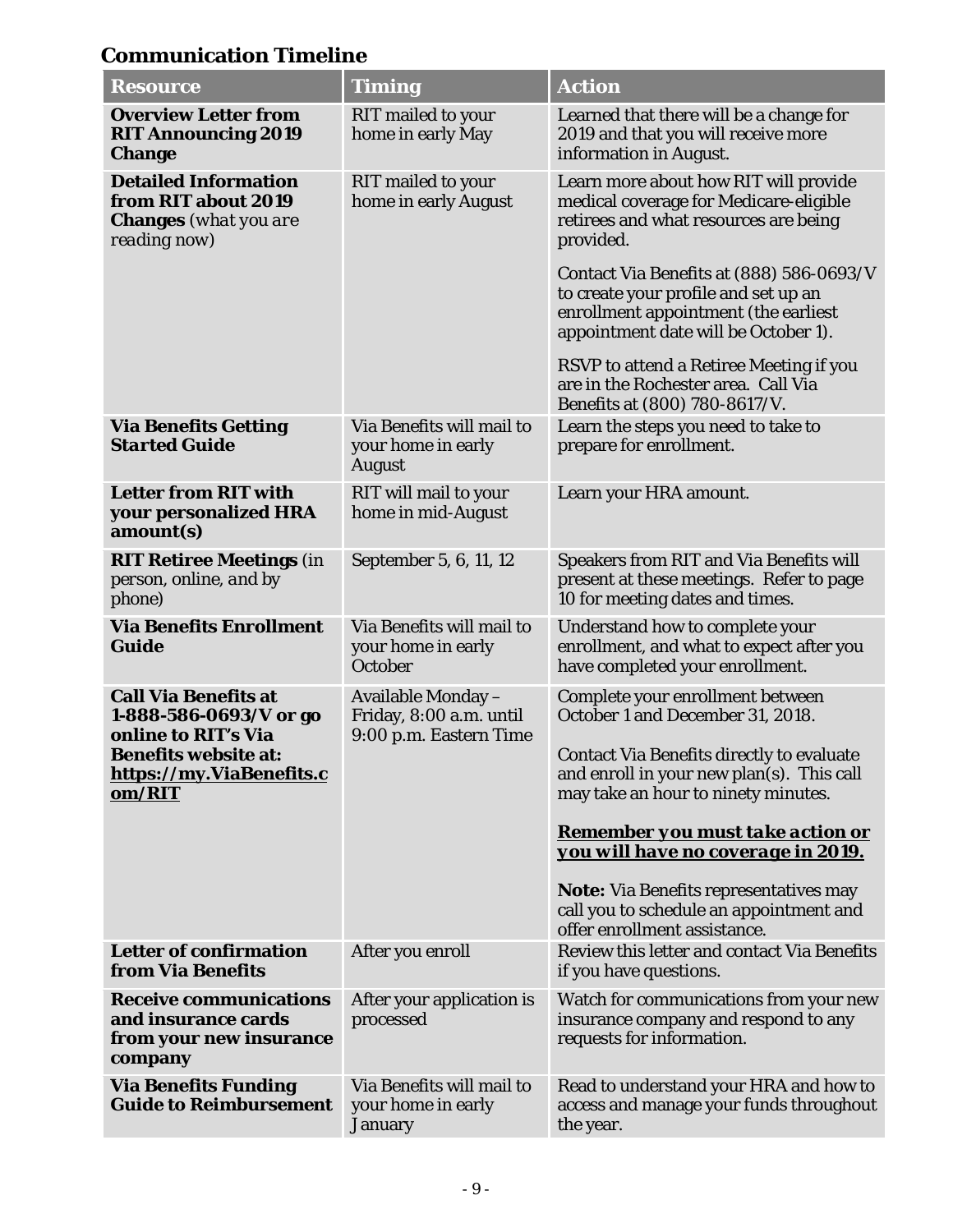## Communication Timeline

| Resource | Timing | Action |
|---|---|---|
| **Overview Letter from RIT Announcing 2019 Change** | RIT mailed to your home in early May | Learned that there will be a change for 2019 and that you will receive more information in August. |
| **Detailed Information from RIT about 2019 Changes** *(what you are reading now)* | RIT mailed to your home in early August | Learn more about how RIT will provide medical coverage for Medicare-eligible retirees and what resources are being provided.<br><br>Contact Via Benefits at (888) 586-0693/V to create your profile and set up an enrollment appointment (the earliest appointment date will be October 1).<br><br>RSVP to attend a Retiree Meeting if you are in the Rochester area. Call Via Benefits at (800) 780-8617/V. |
| **Via Benefits Getting Started Guide** | Via Benefits will mail to your home in early August | Learn the steps you need to take to prepare for enrollment. |
| **Letter from RIT with your personalized HRA amount(s)** | RIT will mail to your home in mid-August | Learn your HRA amount. |
| **RIT Retiree Meetings** *(in person, online, and by phone)* | September 5, 6, 11, 12 | Speakers from RIT and Via Benefits will present at these meetings. Refer to page 10 for meeting dates and times. |
| **Via Benefits Enrollment Guide** | Via Benefits will mail to your home in early October | Understand how to complete your enrollment, and what to expect after you have completed your enrollment. |
| **Call Via Benefits at 1-888-586-0693/V or go online to RIT's Via Benefits website at: https://my.ViaBenefits.com/RIT** | Available Monday – Friday, 8:00 a.m. until 9:00 p.m. Eastern Time | Complete your enrollment between October 1 and December 31, 2018.<br><br>Contact Via Benefits directly to evaluate and enroll in your new plan(s). This call may take an hour to ninety minutes.<br><br>***Remember you must take action or you will have no coverage in 2019.***<br><br>**Note:** Via Benefits representatives may call you to schedule an appointment and offer enrollment assistance. |
| **Letter of confirmation from Via Benefits** | After you enroll | Review this letter and contact Via Benefits if you have questions. |
| **Receive communications and insurance cards from your new insurance company** | After your application is processed | Watch for communications from your new insurance company and respond to any requests for information. |
| **Via Benefits Funding Guide to Reimbursement** | Via Benefits will mail to your home in early January | Read to understand your HRA and how to access and manage your funds throughout the year. |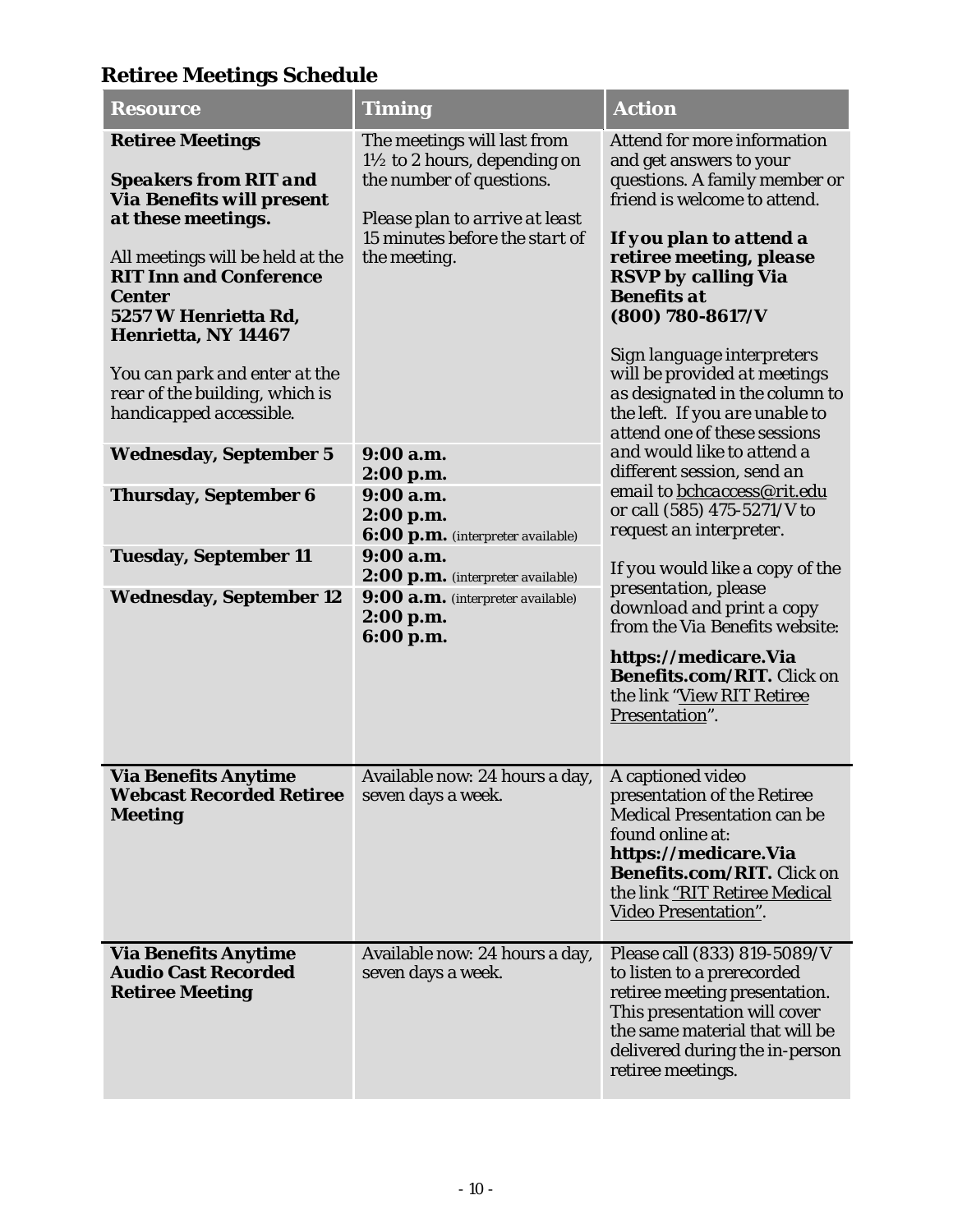## Retiree Meetings Schedule

| Resource | Timing | Action |
| --- | --- | --- |
| **Retiree Meetings**<br><br>***Speakers from RIT and Via Benefits will present at these meetings.***<br><br>All meetings will be held at the **RIT Inn and Conference Center 5257 W Henrietta Rd, Henrietta, NY 14467**<br><br>*You can park and enter at the rear of the building, which is handicapped accessible.* | The meetings will last from 1½ to 2 hours, depending on the number of questions.<br><br>*Please plan to arrive at least 15 minutes before the start of the meeting.* | Attend for more information and get answers to your questions. A family member or friend is welcome to attend.<br><br>***If you plan to attend a retiree meeting, please RSVP by calling Via Benefits at (800) 780-8617/V***<br><br>*Sign language interpreters will be provided at meetings as designated in the column to the left. If you are unable to attend one of these sessions and would like to attend a different session, send an email to bchcaccess@rit.edu or call (585) 475-5271/V to request an interpreter.*<br><br>*If you would like a copy of the presentation, please download and print a copy from the Via Benefits website:*<br><br>**https://medicare.Via Benefits.com/RIT.** Click on the link "View RIT Retiree Presentation". |
| **Wednesday, September 5** | **9:00 a.m.**<br>**2:00 p.m.** | |
| **Thursday, September 6** | **9:00 a.m.**<br>**2:00 p.m.**<br>**6:00 p.m.** (interpreter available) | |
| **Tuesday, September 11** | **9:00 a.m.**<br>**2:00 p.m.** (interpreter available) | |
| **Wednesday, September 12** | **9:00 a.m.** (interpreter available)<br>**2:00 p.m.**<br>**6:00 p.m.** | |
| **Via Benefits Anytime Webcast Recorded Retiree Meeting** | Available now: 24 hours a day, seven days a week. | A captioned video presentation of the Retiree Medical Presentation can be found online at: **https://medicare.Via Benefits.com/RIT.** Click on the link "RIT Retiree Medical Video Presentation". |
| **Via Benefits Anytime Audio Cast Recorded Retiree Meeting** | Available now: 24 hours a day, seven days a week. | Please call (833) 819-5089/V to listen to a prerecorded retiree meeting presentation. This presentation will cover the same material that will be delivered during the in-person retiree meetings. |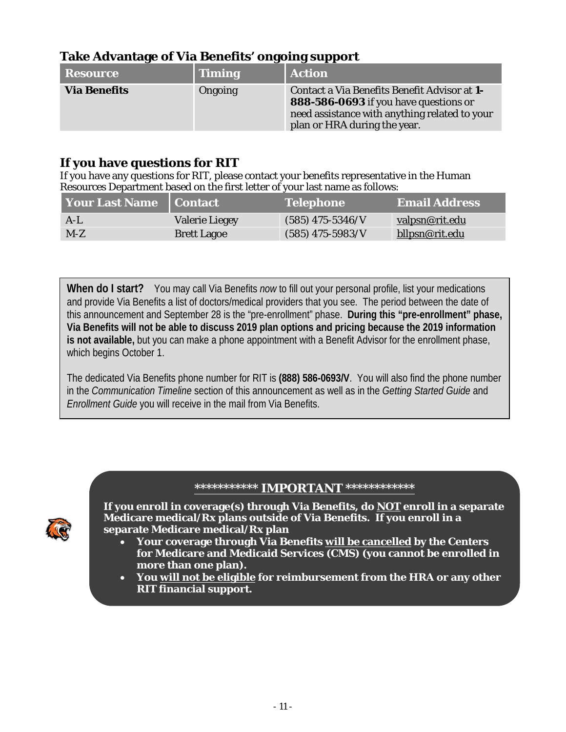### Take Advantage of Via Benefits' ongoing support

| Resource | Timing | Action |
| --- | --- | --- |
| **Via Benefits** | Ongoing | Contact a Via Benefits Benefit Advisor at **1-888-586-0693** if you have questions or need assistance with anything related to your plan or HRA during the year. |

### If you have questions for RIT

If you have any questions for RIT, please contact your benefits representative in the Human Resources Department based on the first letter of your last name as follows:

| Your Last Name | Contact | Telephone | Email Address |
| --- | --- | --- | --- |
| A-L | Valerie Liegey | (585) 475-5346/V | valpsn@rit.edu |
| M-Z | Brett Lagoe | (585) 475-5983/V | bllpsn@rit.edu |

**When do I start?** You may call Via Benefits *now* to fill out your personal profile, list your medications and provide Via Benefits a list of doctors/medical providers that you see. The period between the date of this announcement and September 28 is the "pre-enrollment" phase. **During this "pre-enrollment" phase, Via Benefits will not be able to discuss 2019 plan options and pricing because the 2019 information is not available,** but you can make a phone appointment with a Benefit Advisor for the enrollment phase, which begins October 1.

The dedicated Via Benefits phone number for RIT is **(888) 586-0693/V**. You will also find the phone number in the *Communication Timeline* section of this announcement as well as in the *Getting Started Guide* and *Enrollment Guide* you will receive in the mail from Via Benefits.

**\*\*\*\*\*\*\*\*\*\*\* IMPORTANT \*\*\*\*\*\*\*\*\*\*\*\***

**If you enroll in coverage(s) through Via Benefits, do NOT enroll in a separate Medicare medical/Rx plans outside of Via Benefits. If you enroll in a separate Medicare medical/Rx plan**

- **Your coverage through Via Benefits will be cancelled by the Centers for Medicare and Medicaid Services (CMS) (you cannot be enrolled in more than one plan).**
- **You will not be eligible for reimbursement from the HRA or any other RIT financial support.**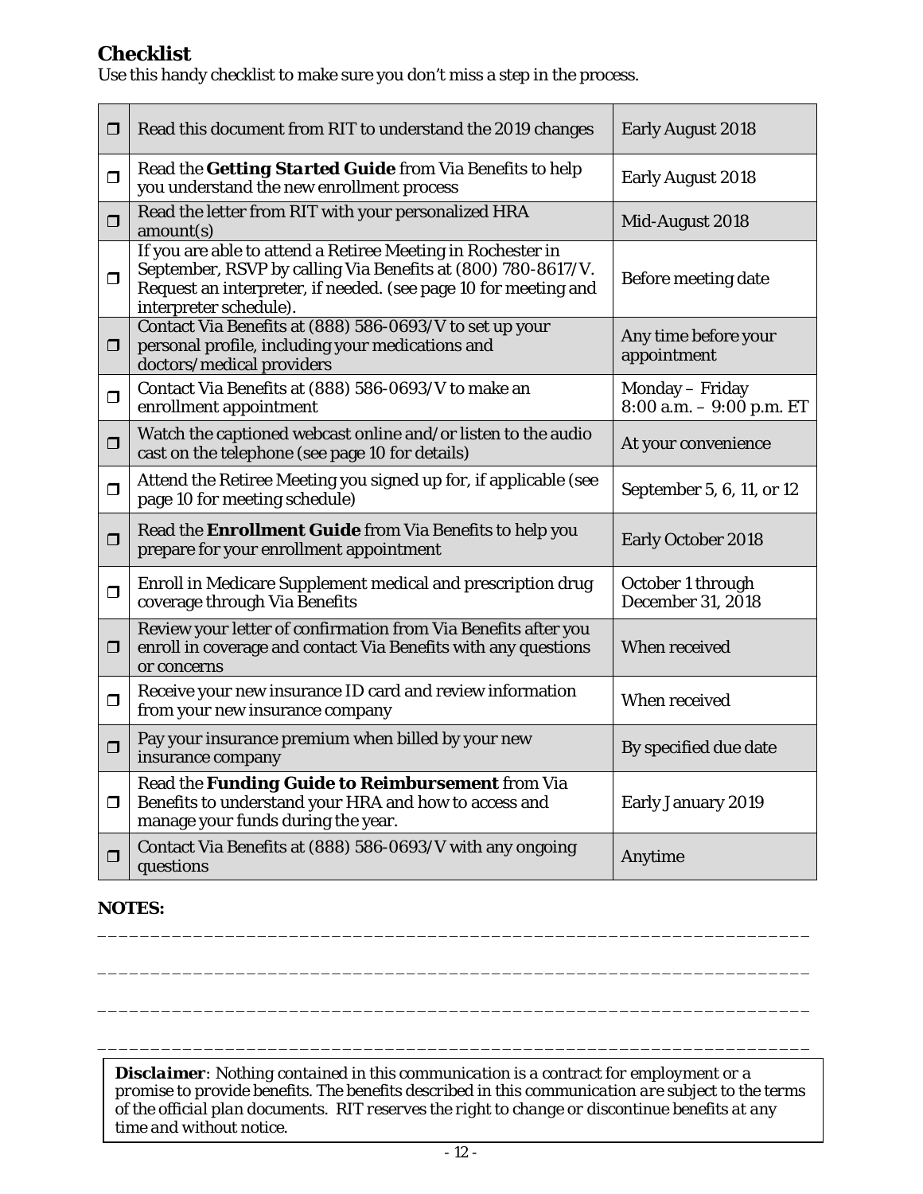## Checklist

Use this handy checklist to make sure you don't miss a step in the process.

| | | |
|---|---|---|
| ❒ | Read this document from RIT to understand the 2019 changes | Early August 2018 |
| ❒ | Read the ***Getting Started Guide*** from Via Benefits to help you understand the new enrollment process | Early August 2018 |
| ❒ | Read the letter from RIT with your personalized HRA amount(s) | Mid-August 2018 |
| ❒ | If you are able to attend a Retiree Meeting in Rochester in September, RSVP by calling Via Benefits at (800) 780-8617/V. Request an interpreter, if needed. (see page 10 for meeting and interpreter schedule). | Before meeting date |
| ❒ | Contact Via Benefits at (888) 586-0693/V to set up your personal profile, including your medications and doctors/medical providers | Any time before your appointment |
| ❒ | Contact Via Benefits at (888) 586-0693/V to make an enrollment appointment | Monday – Friday 8:00 a.m. – 9:00 p.m. ET |
| ❒ | Watch the captioned webcast online and/or listen to the audio cast on the telephone (see page 10 for details) | At your convenience |
| ❒ | Attend the Retiree Meeting you signed up for, if applicable (see page 10 for meeting schedule) | September 5, 6, 11, or 12 |
| ❒ | Read the **Enrollment Guide** from Via Benefits to help you prepare for your enrollment appointment | Early October 2018 |
| ❒ | Enroll in Medicare Supplement medical and prescription drug coverage through Via Benefits | October 1 through December 31, 2018 |
| ❒ | Review your letter of confirmation from Via Benefits after you enroll in coverage and contact Via Benefits with any questions or concerns | When received |
| ❒ | Receive your new insurance ID card and review information from your new insurance company | When received |
| ❒ | Pay your insurance premium when billed by your new insurance company | By specified due date |
| ❒ | Read the **Funding Guide to Reimbursement** from Via Benefits to understand your HRA and how to access and manage your funds during the year. | Early January 2019 |
| ❒ | Contact Via Benefits at (888) 586-0693/V with any ongoing questions | Anytime |

**NOTES:**

_________________________________________________________________

_________________________________________________________________

_________________________________________________________________

_________________________________________________________________

***Disclaimer***: *Nothing contained in this communication is a contract for employment or a promise to provide benefits. The benefits described in this communication are subject to the terms of the official plan documents. RIT reserves the right to change or discontinue benefits at any time and without notice.*